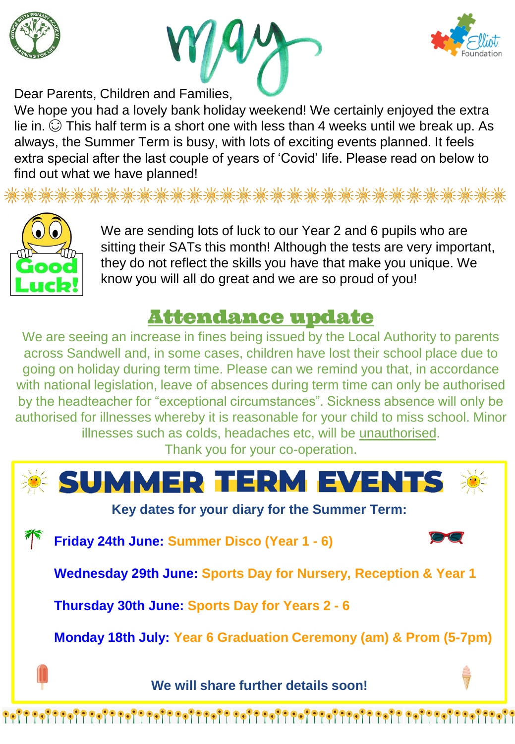# May

Dear Parents, Children and Families,

We hope you had a lovely bank holiday weekend! We certainly enjoyed the extra lie in. ☺ This half term is a short one with less than 4 weeks until we break up. As always, the Summer Term is busy, with lots of exciting events planned. It feels extra special after the last couple of years of 'Covid' life. Please read on below to find out what we have planned!

Good Luck!

We are sending lots of luck to our Year 2 and 6 pupils who are sitting their SATs this month! Although the tests are very important, they do not reflect the skills you have that make you unique. We know you will all do great and we are so proud of you!

## Attendance update

We are seeing an increase in fines being issued by the Local Authority to parents across Sandwell and, in some cases, children have lost their school place due to going on holiday during term time. Please can we remind you that, in accordance with national legislation, leave of absences during term time can only be authorised by the headteacher for "exceptional circumstances". Sickness absence will only be authorised for illnesses whereby it is reasonable for your child to miss school. Minor illnesses such as colds, headaches etc, will be unauthorised.

Thank you for your co-operation.

## SUMMER TERM EVENTS

**Key dates for your diary for the Summer Term:**

**Friday 24th June:** Summer Disco (Year 1 - 6)

**Wednesday 29th June:** Sports Day for Nursery, Reception & Year 1

**Thursday 30th June:** Sports Day for Years 2 - 6

**Monday 18th July:** Year 6 Graduation Ceremony (am) & Prom (5-7pm)

**We will share further details soon!**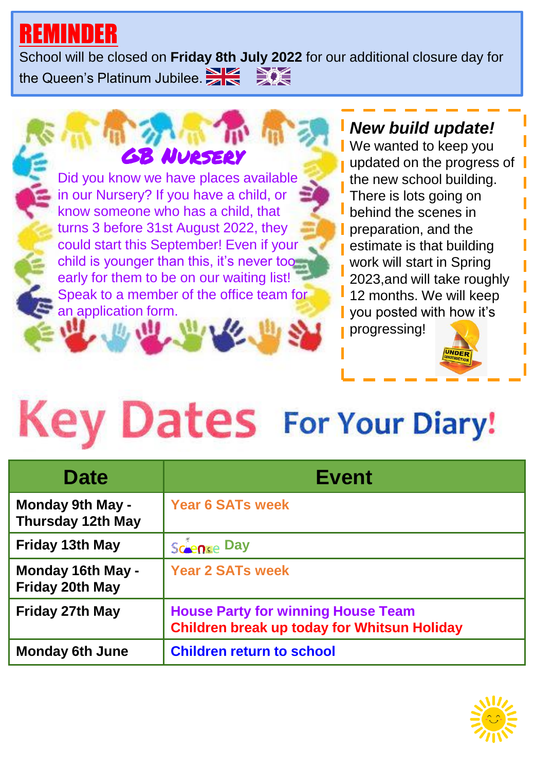## REMINDER

School will be closed on **Friday 8th July 2022** for our additional closure day for the Queen's Platinum Jubilee.

## GB Nursery

Did you know we have places available in our Nursery? If you have a child, or know someone who has a child, that turns 3 before 31st August 2022, they could start this September! Even if your child is younger than this, it's never too early for them to be on our waiting list! Speak to a member of the office team for an application form.

### *New build update!*

We wanted to keep you updated on the progress of the new school building. There is lots going on behind the scenes in preparation, and the estimate is that building work will start in Spring 2023,and will take roughly 12 months. We will keep you posted with how it's progressing!

# Key Dates For Your Diary!

| Date | Event |
|---|---|
| **Monday 9th May - Thursday 12th May** | **Year 6 SATs week** |
| **Friday 13th May** | **Science Day** |
| **Monday 16th May - Friday 20th May** | **Year 2 SATs week** |
| **Friday 27th May** | **House Party for winning House Team**<br>**Children break up today for Whitsun Holiday** |
| **Monday 6th June** | **Children return to school** |